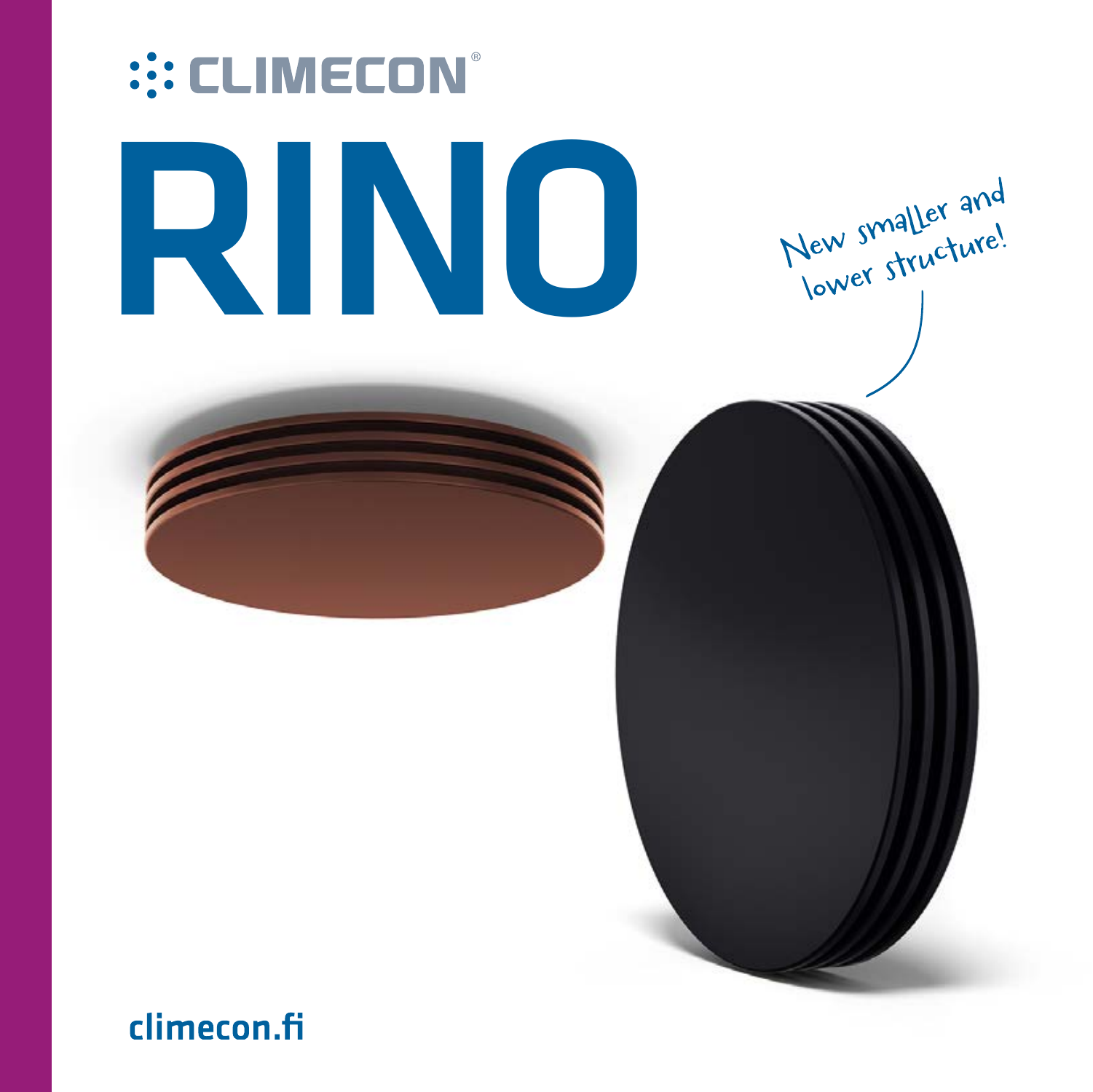CLIMECON®

# RINO

New smaller and lower structure!

climecon.fi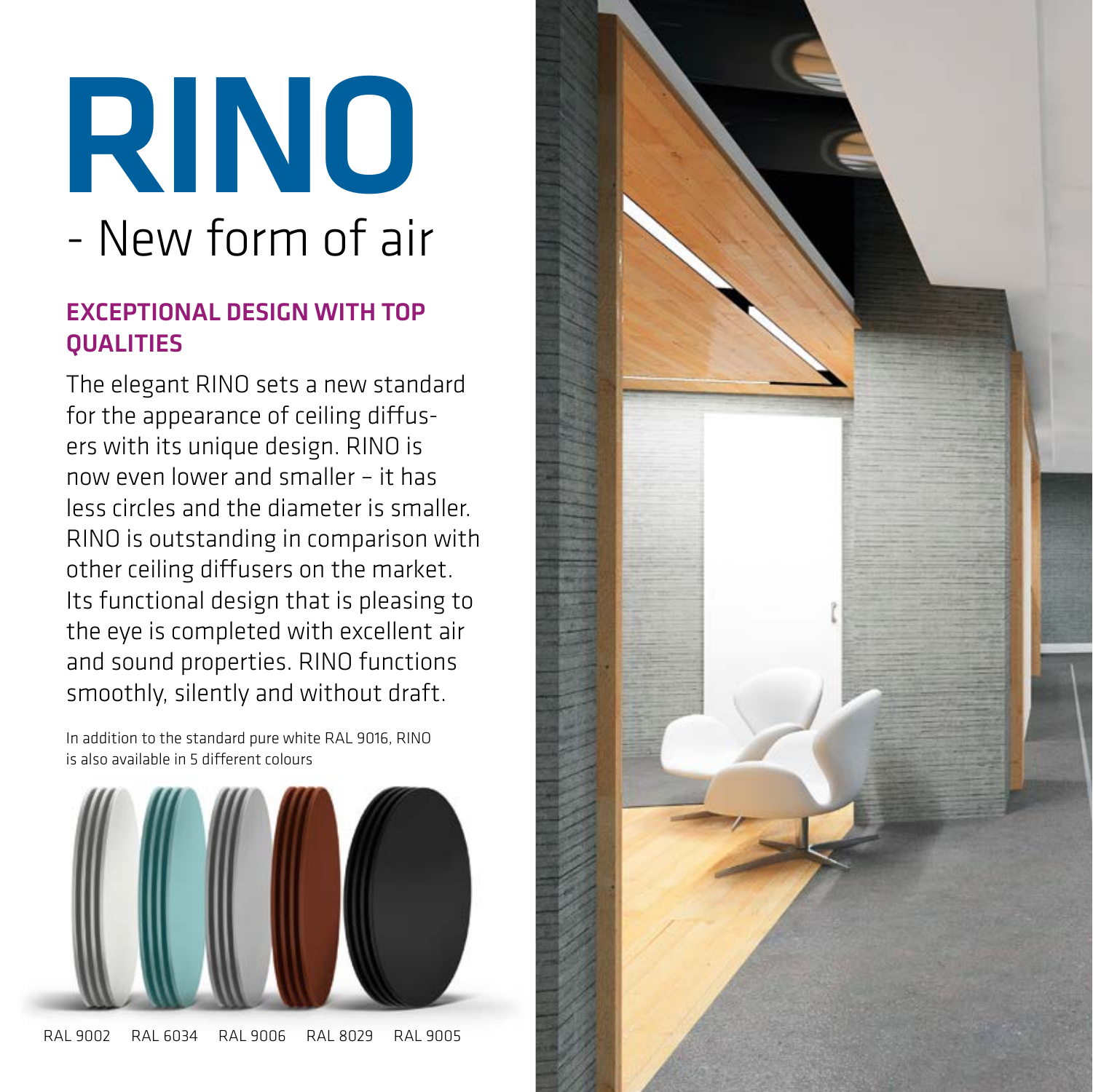# RINO

## - New form of air

### EXCEPTIONAL DESIGN WITH TOP QUALITIES

The elegant RINO sets a new standard for the appearance of ceiling diffusers with its unique design. RINO is now even lower and smaller – it has less circles and the diameter is smaller. RINO is outstanding in comparison with other ceiling diffusers on the market. Its functional design that is pleasing to the eye is completed with excellent air and sound properties. RINO functions smoothly, silently and without draft.

In addition to the standard pure white RAL 9016, RINO is also available in 5 different colours

RAL 9002 RAL 6034 RAL 9006 RAL 8029 RAL 9005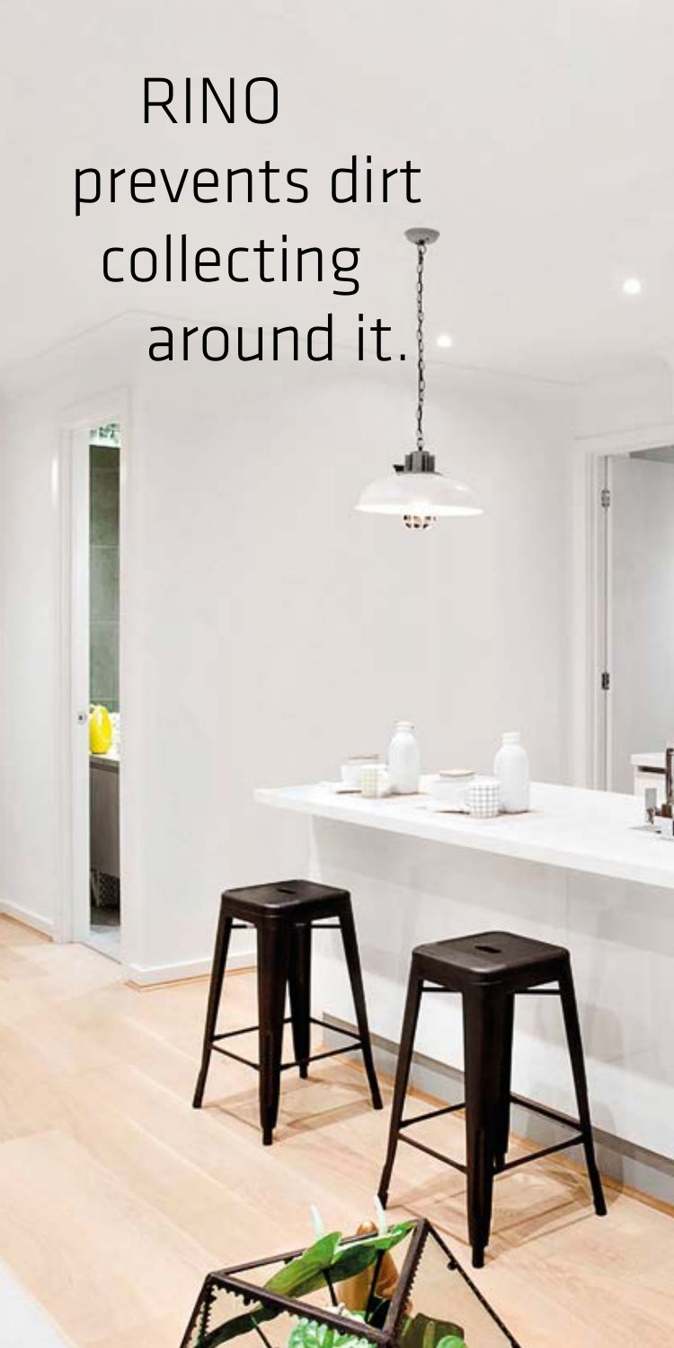RINO prevents dirt collecting around it.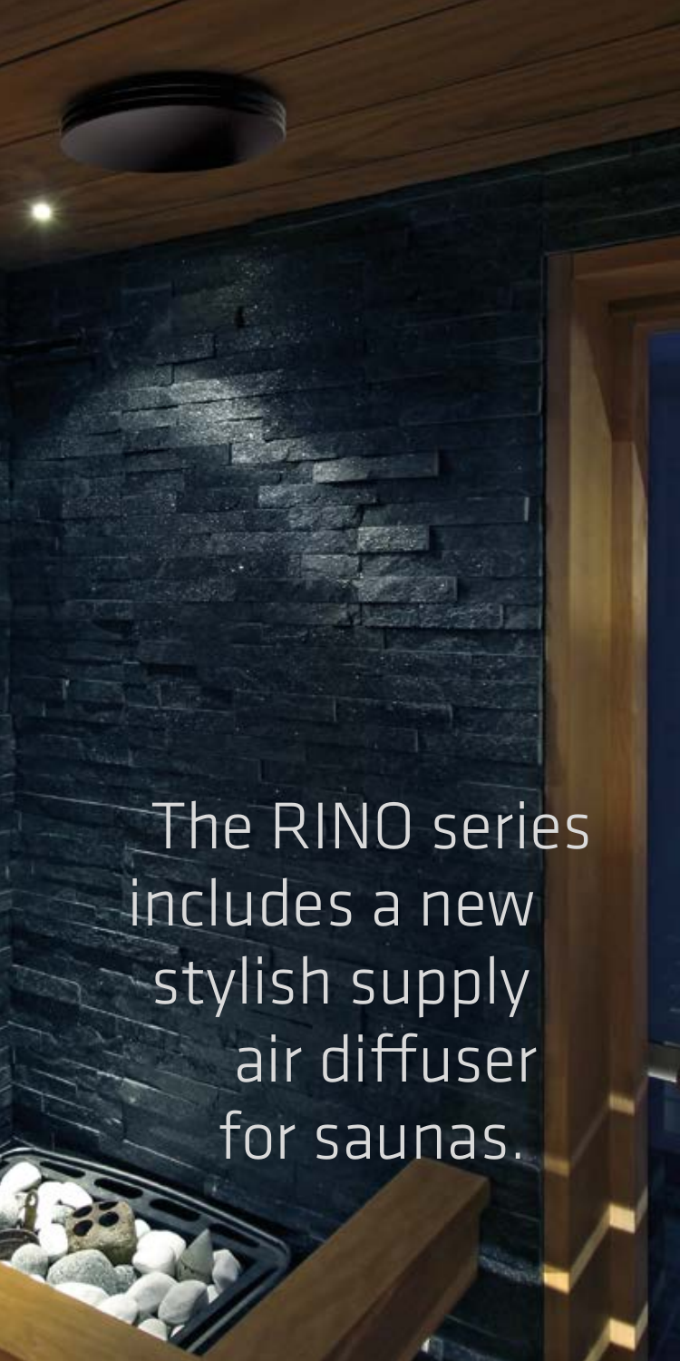The RINO series includes a new stylish supply air diffuser for saunas.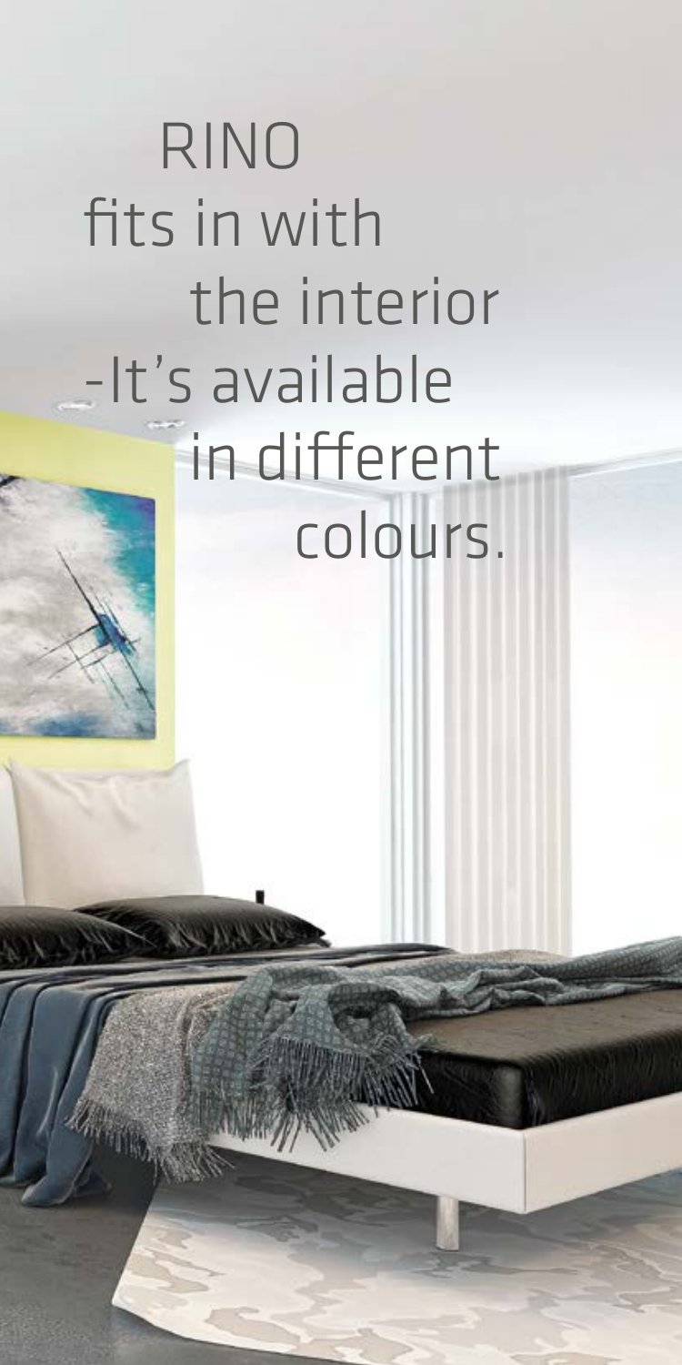RINO
fits in with
the interior
-It's available
in different
colours.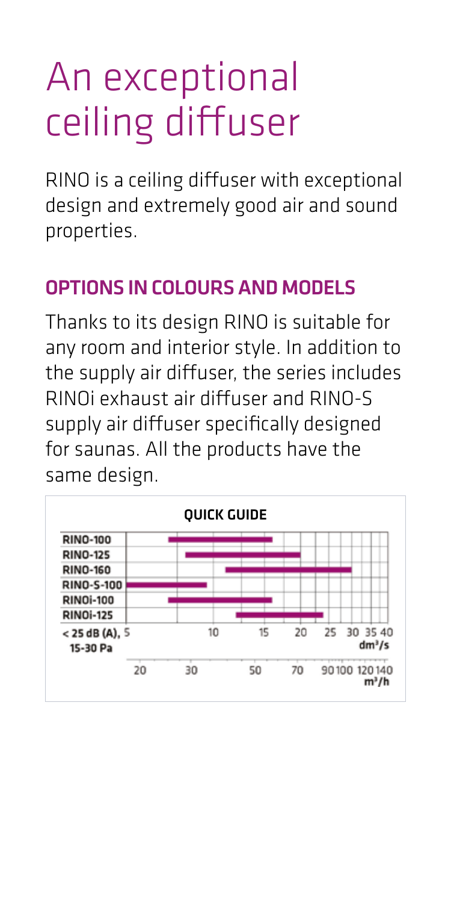# An exceptional ceiling diffuser

RINO is a ceiling diffuser with exceptional design and extremely good air and sound properties.

## OPTIONS IN COLOURS AND MODELS

Thanks to its design RINO is suitable for any room and interior style. In addition to the supply air diffuser, the series includes RINOi exhaust air diffuser and RINO-S supply air diffuser specifically designed for saunas. All the products have the same design.

**QUICK GUIDE**

RINO-100

RINO-125

RINO-160

RINO-S-100

RINOi-100

RINOi-125

< 25 dB (A), 15-30 Pa

5 10 15 20 25 30 35 40 dm³/s

20 30 50 70 90 100 120 140 m³/h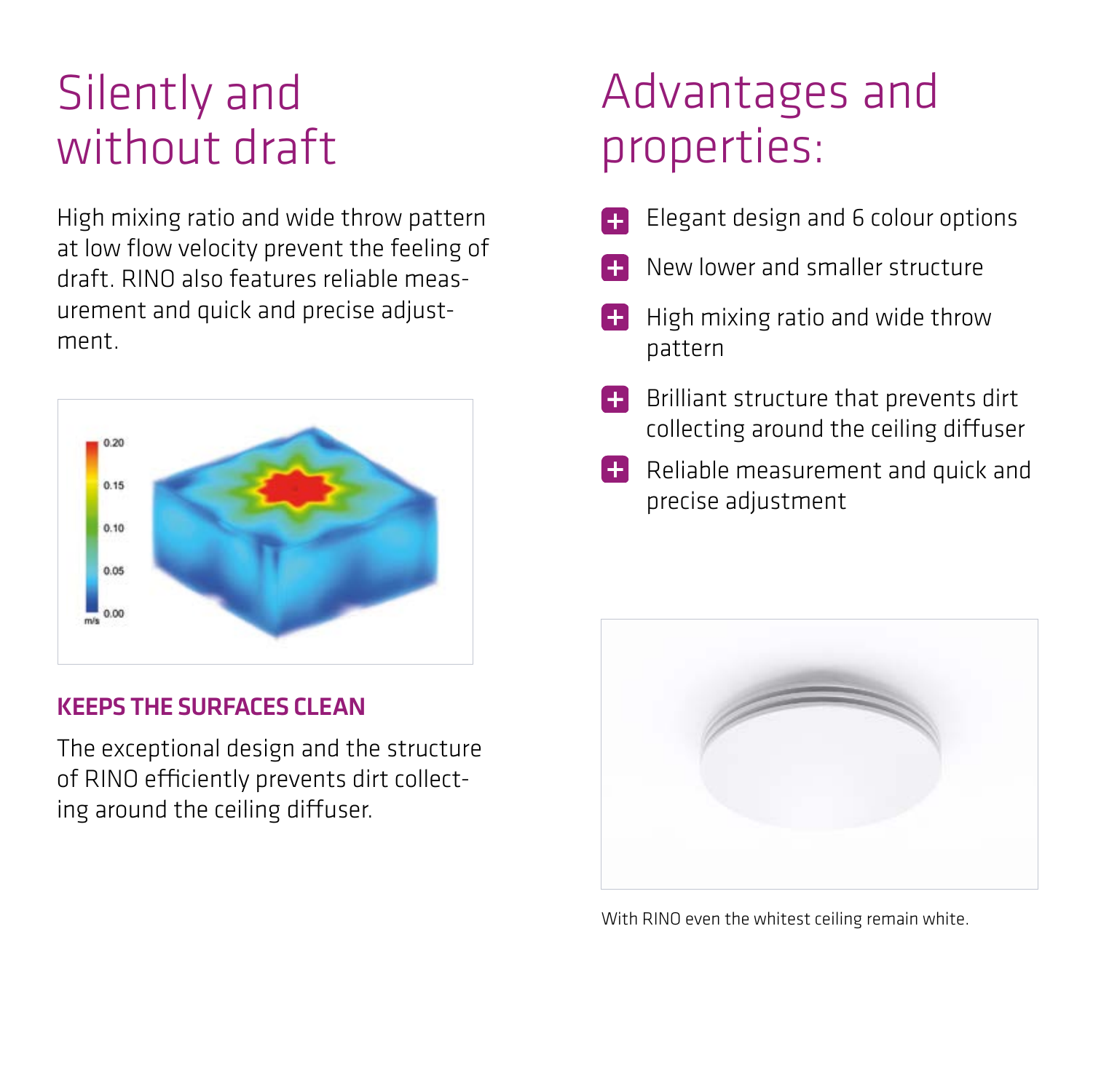# Silently and without draft

High mixing ratio and wide throw pattern at low flow velocity prevent the feeling of draft. RINO also features reliable measurement and quick and precise adjustment.

### KEEPS THE SURFACES CLEAN

The exceptional design and the structure of RINO efficiently prevents dirt collecting around the ceiling diffuser.

# Advantages and properties:

- Elegant design and 6 colour options
- New lower and smaller structure
- High mixing ratio and wide throw pattern
- Brilliant structure that prevents dirt collecting around the ceiling diffuser
- Reliable measurement and quick and precise adjustment

With RINO even the whitest ceiling remain white.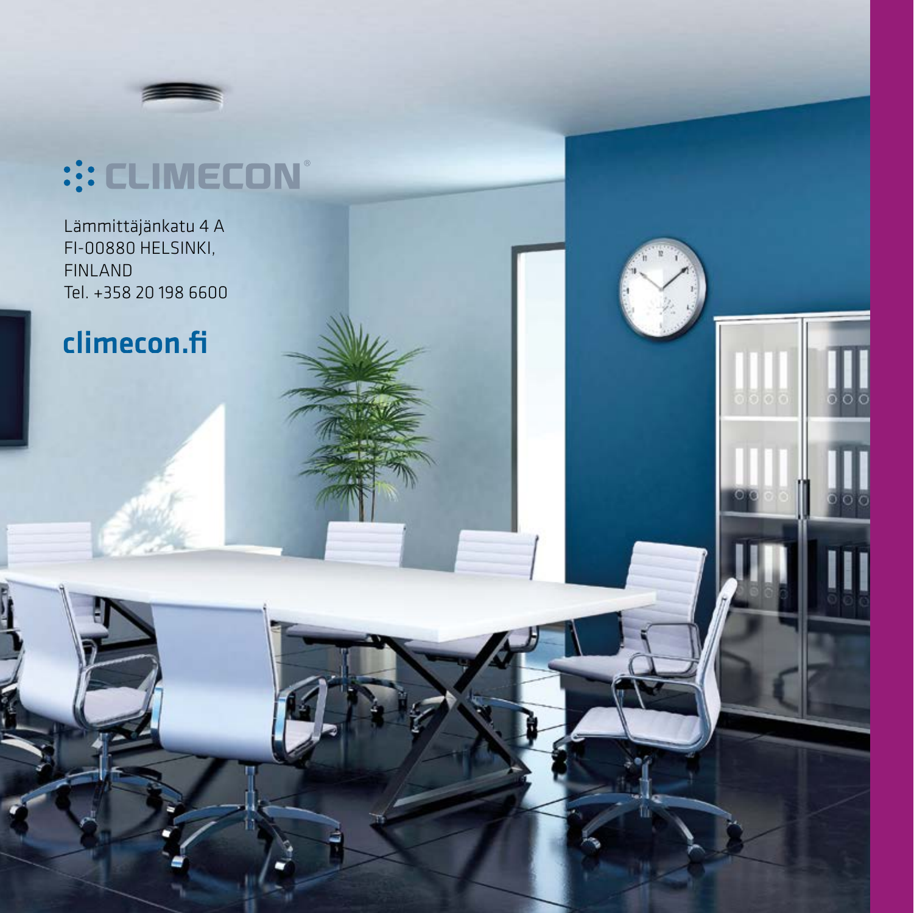CLIMECON®

Lämmittäjänkatu 4 A
FI-00880 HELSINKI,
FINLAND
Tel. +358 20 198 6600

**climecon.fi**